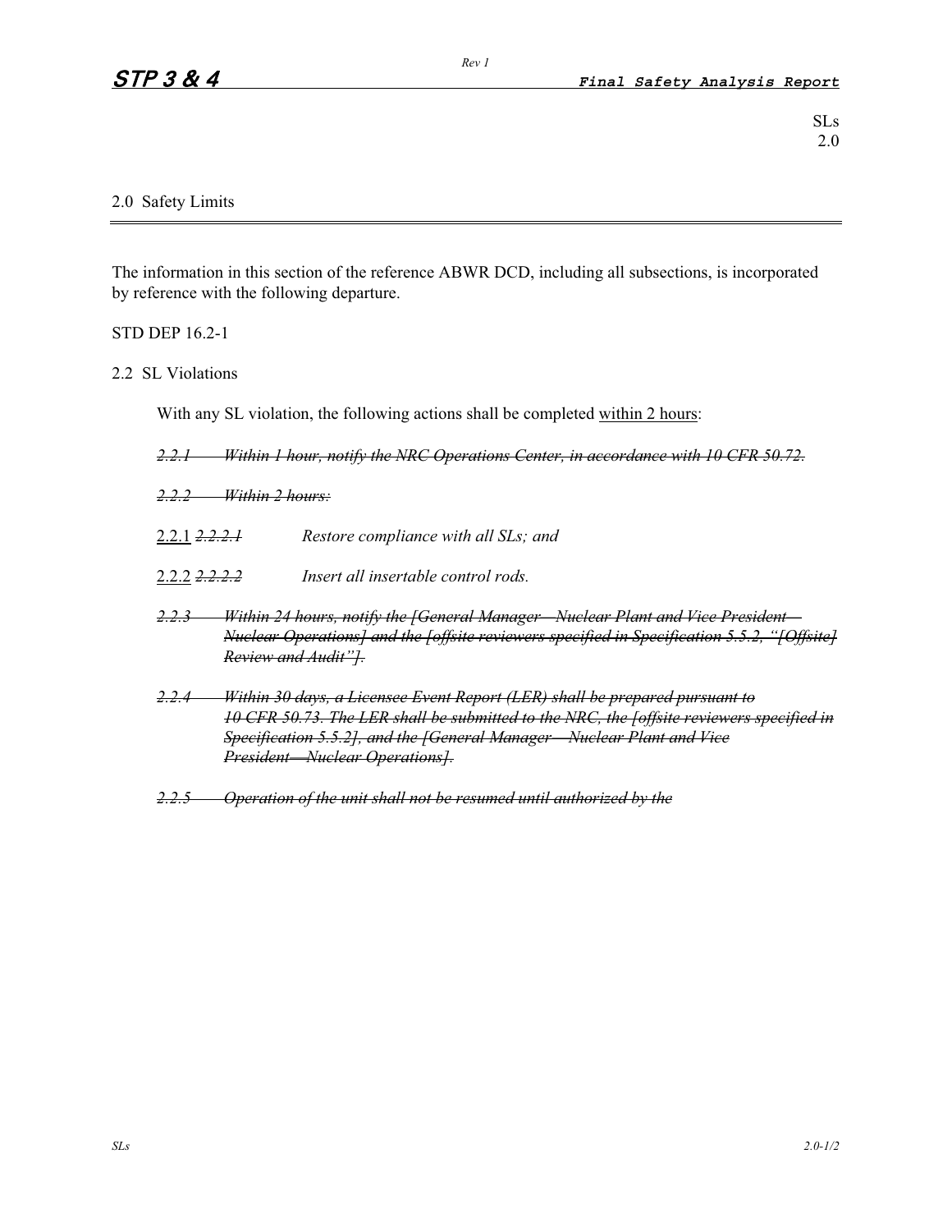SLs
2.0

## 2.0 Safety Limits

The information in this section of the reference ABWR DCD, including all subsections, is incorporated by reference with the following departure.

STD DEP 16.2-1

### 2.2 SL Violations

With any SL violation, the following actions shall be completed <u>within 2 hours</u>:

~~*2.2.1 Within 1 hour, notify the NRC Operations Center, in accordance with 10 CFR 50.72.*~~

~~*2.2.2 Within 2 hours:*~~

<u>2.2.1</u> ~~*2.2.2.1*~~ *Restore compliance with all SLs; and*

<u>2.2.2</u> ~~*2.2.2.2*~~ *Insert all insertable control rods.*

~~*2.2.3 Within 24 hours, notify the [General Manager—Nuclear Plant and Vice President—Nuclear Operations] and the [offsite reviewers specified in Specification 5.5.2, "[Offsite] Review and Audit"].*~~

~~*2.2.4 Within 30 days, a Licensee Event Report (LER) shall be prepared pursuant to 10 CFR 50.73. The LER shall be submitted to the NRC, the [offsite reviewers specified in Specification 5.5.2], and the [General Manager—Nuclear Plant and Vice President—Nuclear Operations].*~~

~~*2.2.5 Operation of the unit shall not be resumed until authorized by the*~~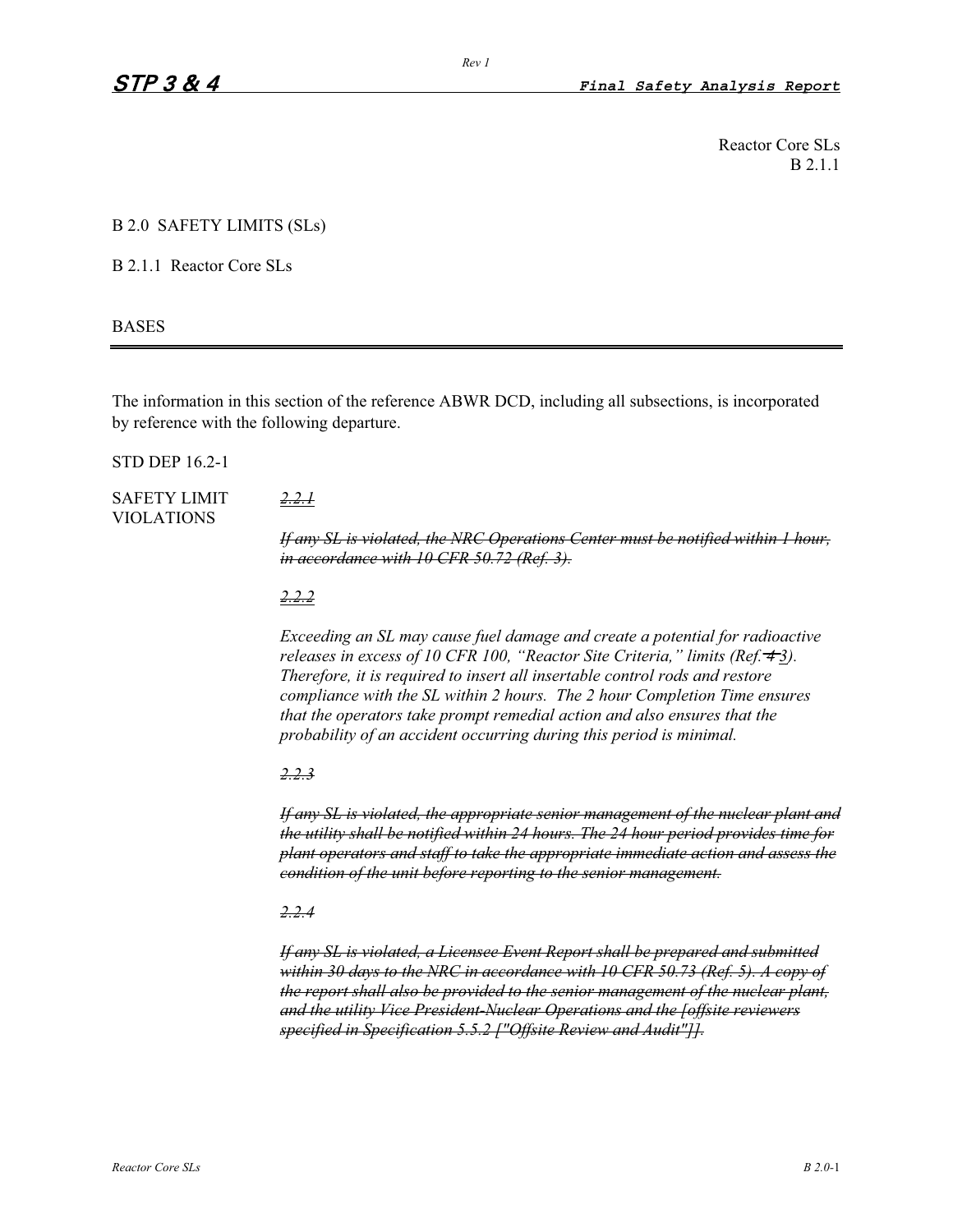Reactor Core SLs
B 2.1.1

# B 2.0 SAFETY LIMITS (SLs)

## B 2.1.1 Reactor Core SLs

BASES

---

The information in this section of the reference ABWR DCD, including all subsections, is incorporated by reference with the following departure.

STD DEP 16.2-1

**SAFETY LIMIT VIOLATIONS**

~~*2.2.1*~~

~~*If any SL is violated, the NRC Operations Center must be notified within 1 hour, in accordance with 10 CFR 50.72 (Ref. 3).*~~

~~*2.2.2*~~

*Exceeding an SL may cause fuel damage and create a potential for radioactive releases in excess of 10 CFR 100, "Reactor Site Criteria," limits (Ref. ~~4~~ 3). Therefore, it is required to insert all insertable control rods and restore compliance with the SL within 2 hours. The 2 hour Completion Time ensures that the operators take prompt remedial action and also ensures that the probability of an accident occurring during this period is minimal.*

~~*2.2.3*~~

~~*If any SL is violated, the appropriate senior management of the nuclear plant and the utility shall be notified within 24 hours. The 24 hour period provides time for plant operators and staff to take the appropriate immediate action and assess the condition of the unit before reporting to the senior management.*~~

~~*2.2.4*~~

~~*If any SL is violated, a Licensee Event Report shall be prepared and submitted within 30 days to the NRC in accordance with 10 CFR 50.73 (Ref. 5). A copy of the report shall also be provided to the senior management of the nuclear plant, and the utility Vice President-Nuclear Operations and the [offsite reviewers specified in Specification 5.5.2 ["Offsite Review and Audit"]].*~~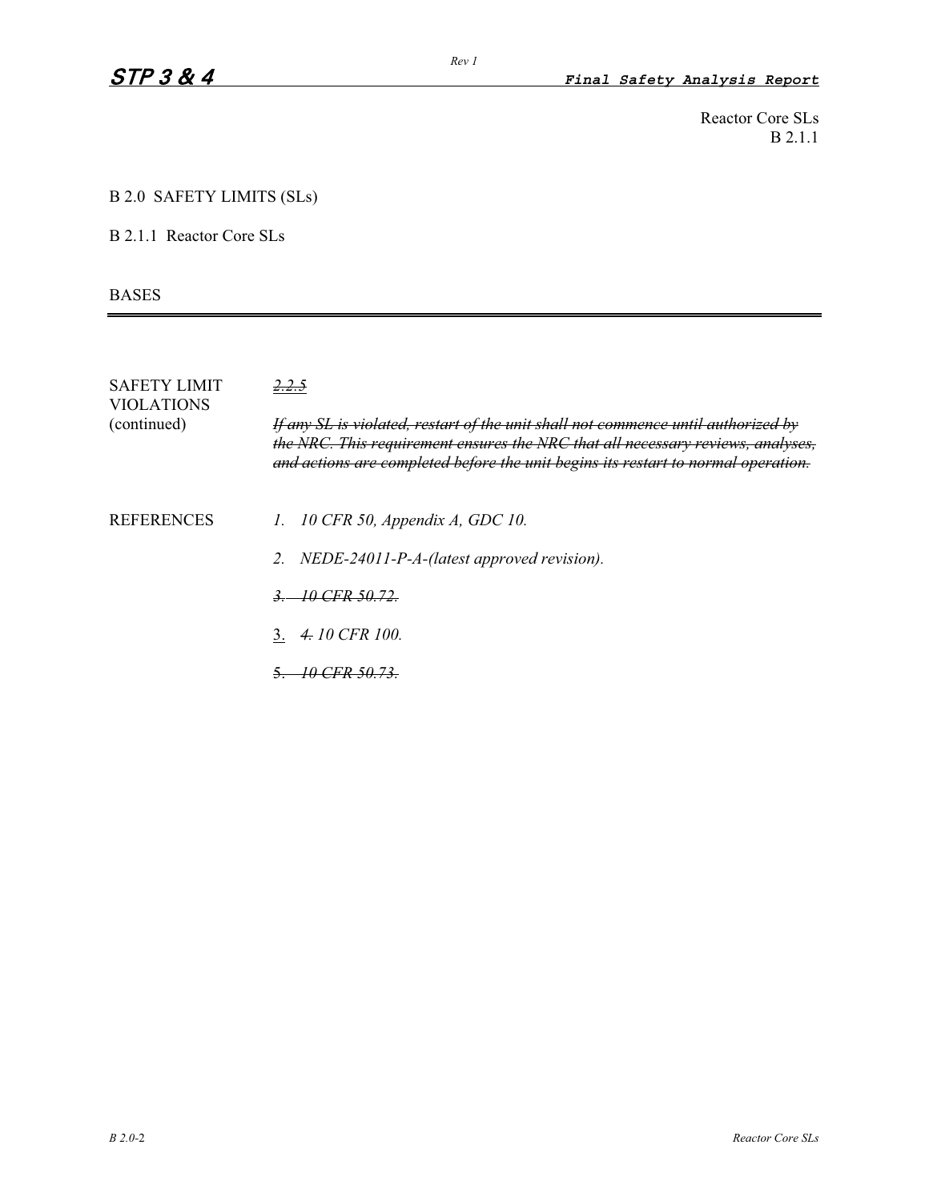Reactor Core SLs
B 2.1.1

# B 2.0 SAFETY LIMITS (SLs)

## B 2.1.1 Reactor Core SLs

BASES

---

SAFETY LIMIT VIOLATIONS (continued)

~~*2.2.5*~~

~~*If any SL is violated, restart of the unit shall not commence until authorized by the NRC. This requirement ensures the NRC that all necessary reviews, analyses, and actions are completed before the unit begins its restart to normal operation.*~~

REFERENCES

1. *10 CFR 50, Appendix A, GDC 10.*
2. *NEDE-24011-P-A-(latest approved revision).*

~~*3. 10 CFR 50.72.*~~

<u>3.</u> ~~*4.*~~ *10 CFR 100.*

~~*5. 10 CFR 50.73.*~~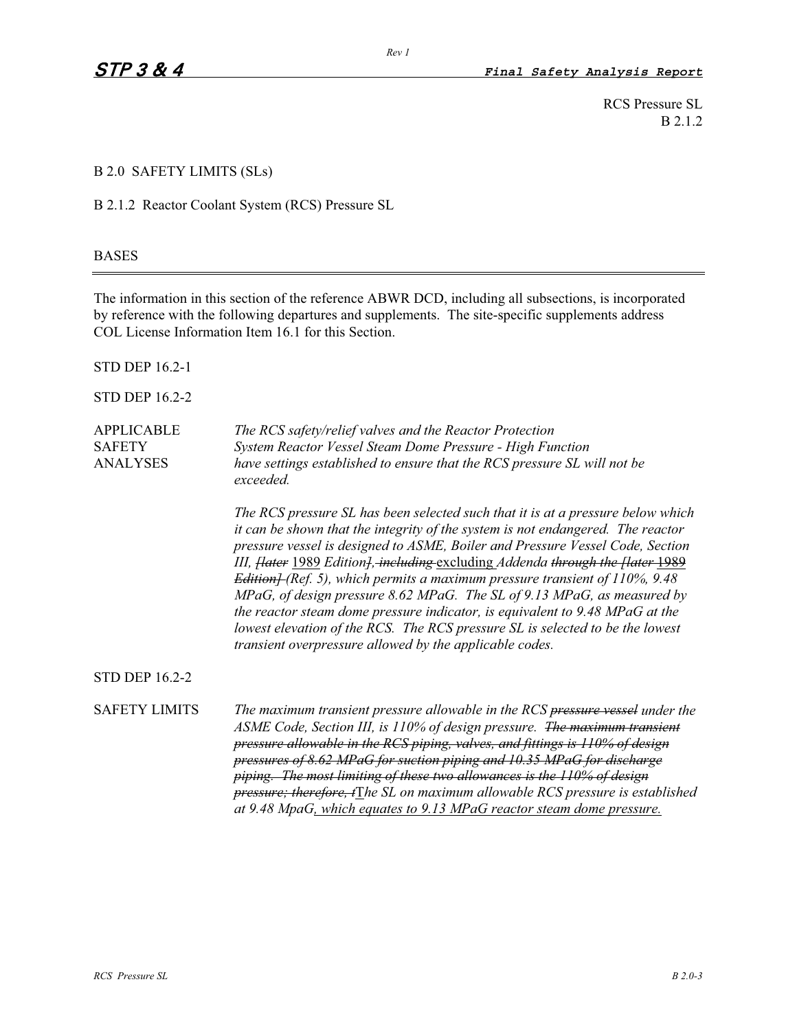RCS Pressure SL
B 2.1.2

## B 2.0 SAFETY LIMITS (SLs)

### B 2.1.2 Reactor Coolant System (RCS) Pressure SL

BASES

The information in this section of the reference ABWR DCD, including all subsections, is incorporated by reference with the following departures and supplements. The site-specific supplements address COL License Information Item 16.1 for this Section.

STD DEP 16.2-1

STD DEP 16.2-2

**APPLICABLE SAFETY ANALYSES**

*The RCS safety/relief valves and the Reactor Protection System Reactor Vessel Steam Dome Pressure - High Function have settings established to ensure that the RCS pressure SL will not be exceeded.*

*The RCS pressure SL has been selected such that it is at a pressure below which it can be shown that the integrity of the system is not endangered. The reactor pressure vessel is designed to ASME, Boiler and Pressure Vessel Code, Section III, ~~[later~~ 1989 Edition~~]~~, ~~including~~ excluding Addenda ~~through the [later~~ 1989 ~~Edition]~~ (Ref. 5), which permits a maximum pressure transient of 110%, 9.48 MPaG, of design pressure 8.62 MPaG. The SL of 9.13 MPaG, as measured by the reactor steam dome pressure indicator, is equivalent to 9.48 MPaG at the lowest elevation of the RCS. The RCS pressure SL is selected to be the lowest transient overpressure allowed by the applicable codes.*

STD DEP 16.2-2

**SAFETY LIMITS**

*The maximum transient pressure allowable in the RCS ~~pressure vessel~~ under the ASME Code, Section III, is 110% of design pressure. ~~The maximum transient pressure allowable in the RCS piping, valves, and fittings is 110% of design pressures of 8.62 MPaG for suction piping and 10.35 MPaG for discharge piping. The most limiting of these two allowances is the 110% of design pressure; therefore, t~~The SL on maximum allowable RCS pressure is established at 9.48 MpaG, which equates to 9.13 MPaG reactor steam dome pressure.*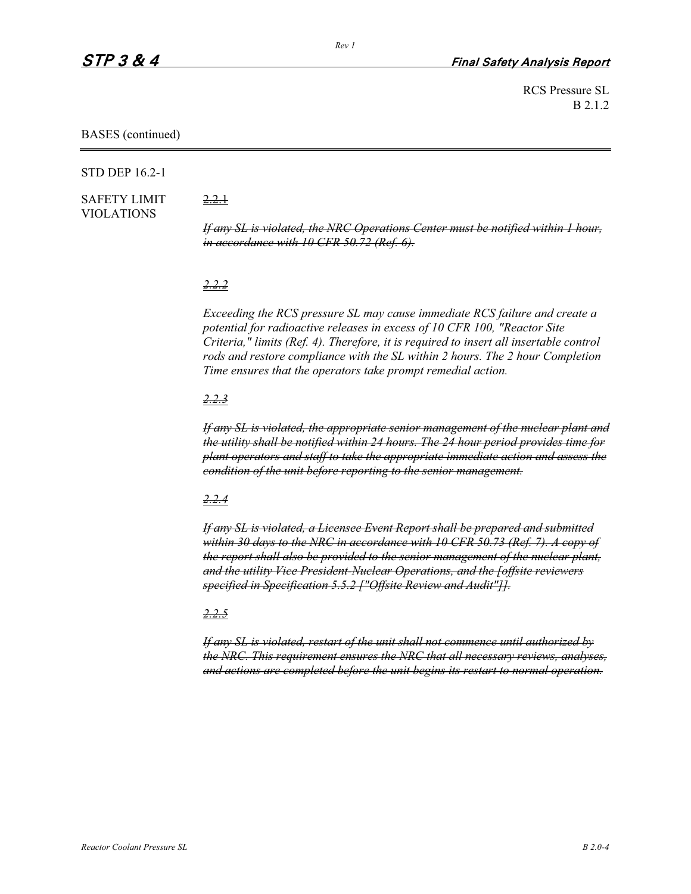RCS Pressure SL
B 2.1.2

BASES (continued)

STD DEP 16.2-1

SAFETY LIMIT VIOLATIONS

~~2.2.1~~

~~*If any SL is violated, the NRC Operations Center must be notified within 1 hour, in accordance with 10 CFR 50.72 (Ref. 6).*~~

~~*2.2.2*~~

*Exceeding the RCS pressure SL may cause immediate RCS failure and create a potential for radioactive releases in excess of 10 CFR 100, "Reactor Site Criteria," limits (Ref. 4). Therefore, it is required to insert all insertable control rods and restore compliance with the SL within 2 hours. The 2 hour Completion Time ensures that the operators take prompt remedial action.*

~~*2.2.3*~~

~~*If any SL is violated, the appropriate senior management of the nuclear plant and the utility shall be notified within 24 hours. The 24 hour period provides time for plant operators and staff to take the appropriate immediate action and assess the condition of the unit before reporting to the senior management.*~~

~~*2.2.4*~~

~~*If any SL is violated, a Licensee Event Report shall be prepared and submitted within 30 days to the NRC in accordance with 10 CFR 50.73 (Ref. 7). A copy of the report shall also be provided to the senior management of the nuclear plant, and the utility Vice President-Nuclear Operations, and the [offsite reviewers specified in Specification 5.5.2 ["Offsite Review and Audit"]].*~~

~~*2.2.5*~~

~~*If any SL is violated, restart of the unit shall not commence until authorized by the NRC. This requirement ensures the NRC that all necessary reviews, analyses, and actions are completed before the unit begins its restart to normal operation.*~~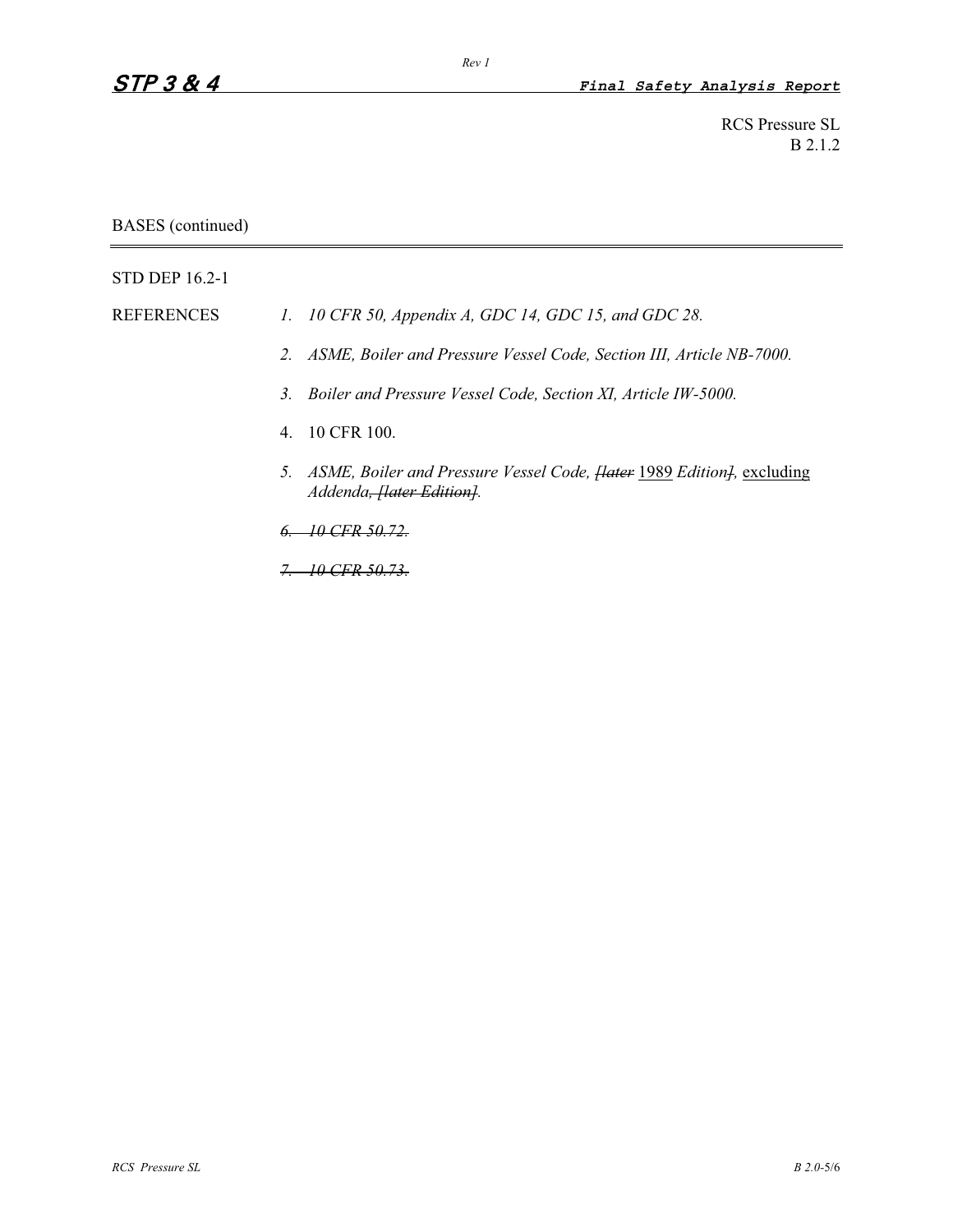RCS Pressure SL
B 2.1.2

BASES (continued)

STD DEP 16.2-1

REFERENCES

1. *10 CFR 50, Appendix A, GDC 14, GDC 15, and GDC 28.*
2. *ASME, Boiler and Pressure Vessel Code, Section III, Article NB-7000.*
3. *Boiler and Pressure Vessel Code, Section XI, Article IW-5000.*
4. 10 CFR 100.
5. *ASME, Boiler and Pressure Vessel Code, ~~[later~~ 1989 Edition~~]~~,* excluding *Addenda~~, [later Edition]~~.*
6. ~~*10 CFR 50.72.*~~
7. ~~*10 CFR 50.73.*~~